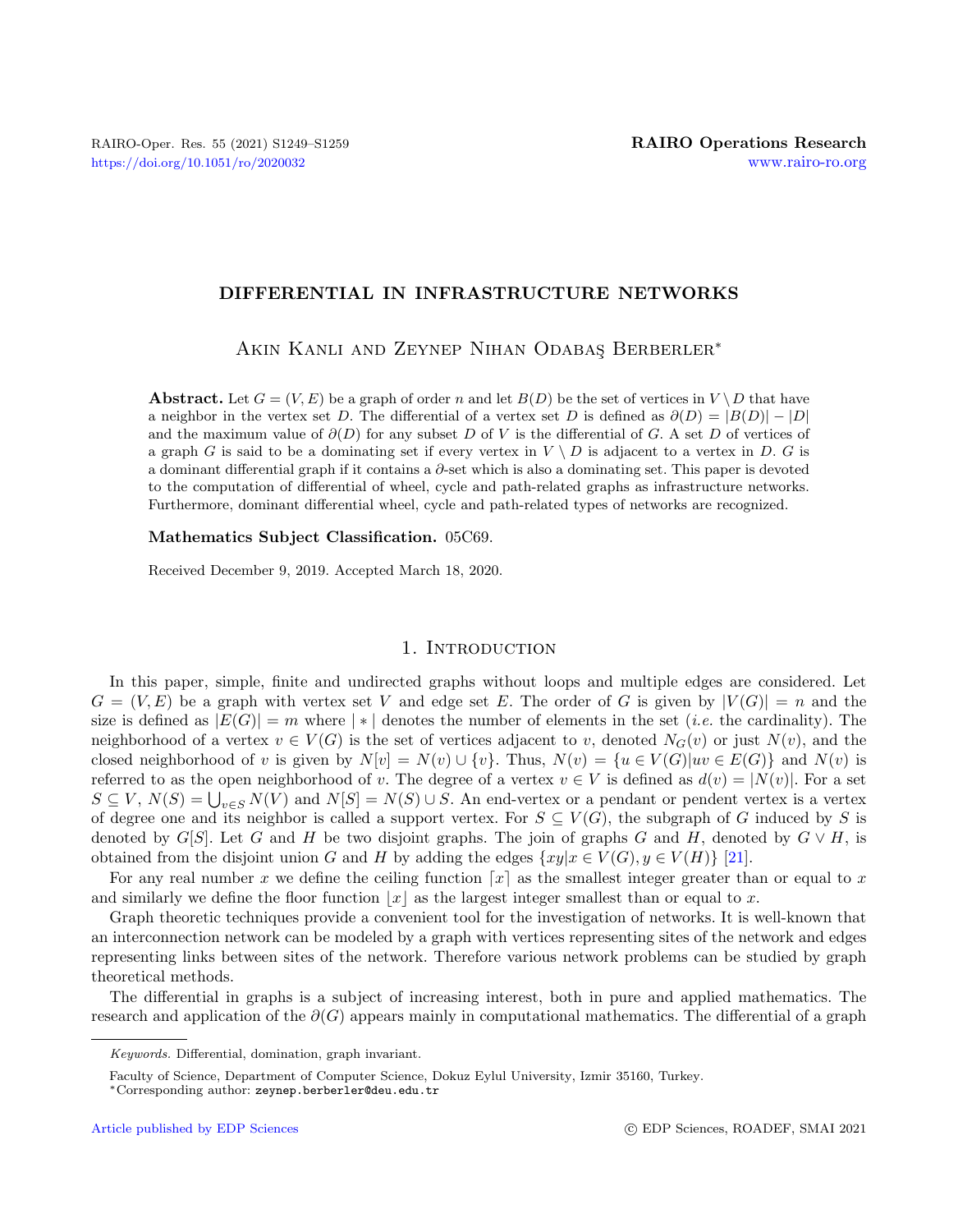# DIFFERENTIAL IN INFRASTRUCTURE NETWORKS

Akin Kanli and Zeynep Nihan Odabaş Berberler*

**Abstract.** Let $G = (V, E)$ be a graph of order $n$ and let $B(D)$ be the set of vertices in $V \setminus D$ that have a neighbor in the vertex set $D$. The differential of a vertex set $D$ is defined as $\partial(D) = |B(D)| - |D|$ and the maximum value of $\partial(D)$ for any subset $D$ of $V$ is the differential of $G$. A set $D$ of vertices of a graph $G$ is said to be a dominating set if every vertex in $V \setminus D$ is adjacent to a vertex in $D$. $G$ is a dominant differential graph if it contains a $\partial$-set which is also a dominating set. This paper is devoted to the computation of differential of wheel, cycle and path-related graphs as infrastructure networks. Furthermore, dominant differential wheel, cycle and path-related types of networks are recognized.

**Mathematics Subject Classification.** 05C69.

Received December 9, 2019. Accepted March 18, 2020.

## 1. Introduction

In this paper, simple, finite and undirected graphs without loops and multiple edges are considered. Let $G = (V, E)$ be a graph with vertex set $V$ and edge set $E$. The order of $G$ is given by $|V(G)| = n$ and the size is defined as $|E(G)| = m$ where $|*|$ denotes the number of elements in the set (*i.e.* the cardinality). The neighborhood of a vertex $v \in V(G)$ is the set of vertices adjacent to $v$, denoted $N_G(v)$ or just $N(v)$, and the closed neighborhood of $v$ is given by $N[v] = N(v) \cup \{v\}$. Thus, $N(v) = \{u \in V(G) | uv \in E(G)\}$ and $N(v)$ is referred to as the open neighborhood of $v$. The degree of a vertex $v \in V$ is defined as $d(v) = |N(v)|$. For a set $S \subseteq V$, $N(S) = \bigcup_{v \in S} N(V)$ and $N[S] = N(S) \cup S$. An end-vertex or a pendant or pendent vertex is a vertex of degree one and its neighbor is called a support vertex. For $S \subseteq V(G)$, the subgraph of $G$ induced by $S$ is denoted by $G[S]$. Let $G$ and $H$ be two disjoint graphs. The join of graphs $G$ and $H$, denoted by $G \vee H$, is obtained from the disjoint union $G$ and $H$ by adding the edges $\{xy | x \in V(G), y \in V(H)\}$ [21].

For any real number $x$ we define the ceiling function $\lceil x \rceil$ as the smallest integer greater than or equal to $x$ and similarly we define the floor function $\lfloor x \rfloor$ as the largest integer smallest than or equal to $x$.

Graph theoretic techniques provide a convenient tool for the investigation of networks. It is well-known that an interconnection network can be modeled by a graph with vertices representing sites of the network and edges representing links between sites of the network. Therefore various network problems can be studied by graph theoretical methods.

The differential in graphs is a subject of increasing interest, both in pure and applied mathematics. The research and application of the $\partial(G)$ appears mainly in computational mathematics. The differential of a graph

---

*Keywords.* Differential, domination, graph invariant.

Faculty of Science, Department of Computer Science, Dokuz Eylul University, Izmir 35160, Turkey.

*Corresponding author: zeynep.berberler@deu.edu.tr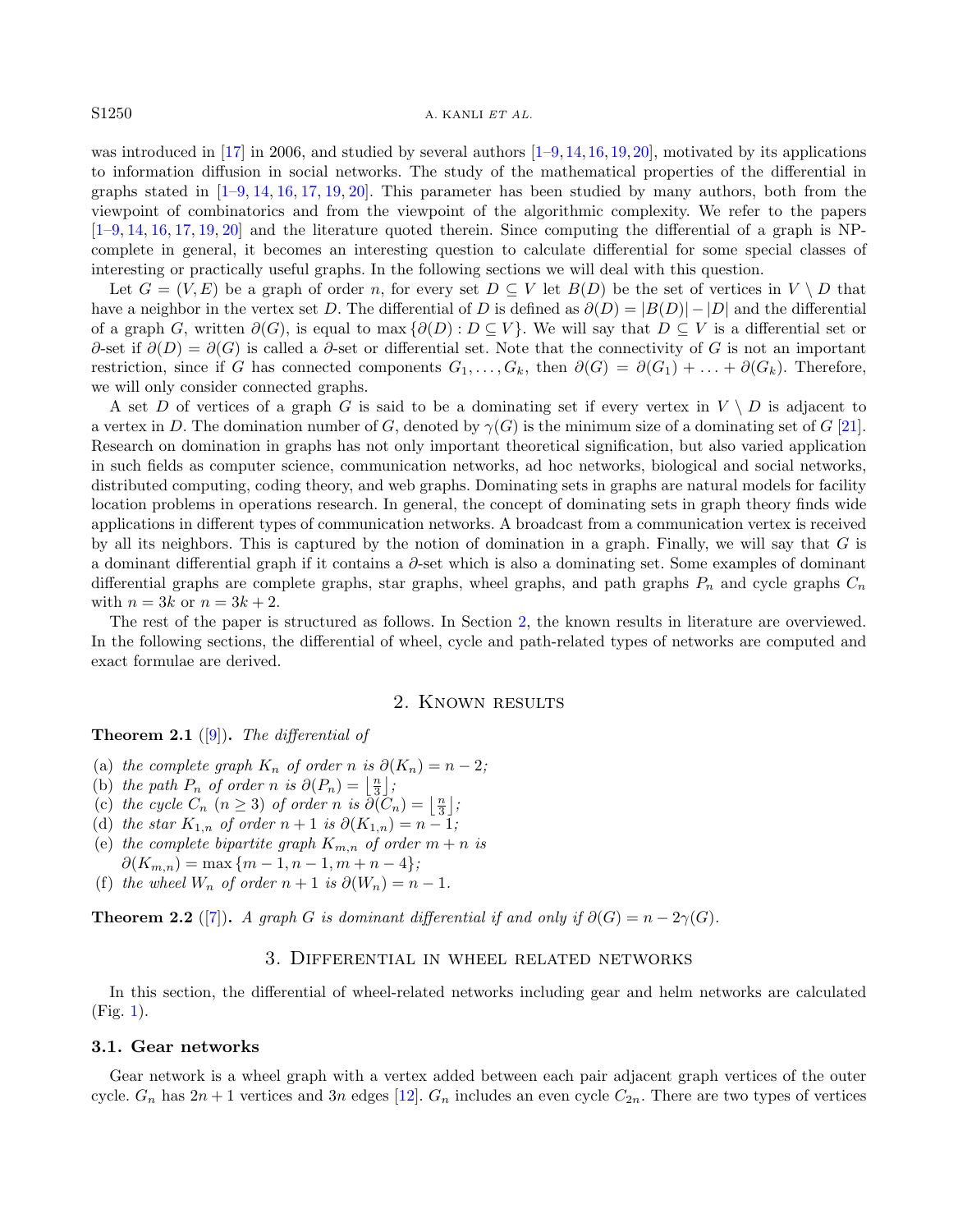was introduced in [17] in 2006, and studied by several authors [1–9, 14, 16, 19, 20], motivated by its applications to information diffusion in social networks. The study of the mathematical properties of the differential in graphs stated in [1–9, 14, 16, 17, 19, 20]. This parameter has been studied by many authors, both from the viewpoint of combinatorics and from the viewpoint of the algorithmic complexity. We refer to the papers [1–9, 14, 16, 17, 19, 20] and the literature quoted therein. Since computing the differential of a graph is NP-complete in general, it becomes an interesting question to calculate differential for some special classes of interesting or practically useful graphs. In the following sections we will deal with this question.

Let $G = (V, E)$ be a graph of order $n$, for every set $D \subseteq V$ let $B(D)$ be the set of vertices in $V \setminus D$ that have a neighbor in the vertex set $D$. The differential of $D$ is defined as $\partial(D) = |B(D)| - |D|$ and the differential of a graph $G$, written $\partial(G)$, is equal to $\max\{\partial(D) : D \subseteq V\}$. We will say that $D \subseteq V$ is a differential set or $\partial$-set if $\partial(D) = \partial(G)$ is called a $\partial$-set or differential set. Note that the connectivity of $G$ is not an important restriction, since if $G$ has connected components $G_1, \ldots, G_k$, then $\partial(G) = \partial(G_1) + \ldots + \partial(G_k)$. Therefore, we will only consider connected graphs.

A set $D$ of vertices of a graph $G$ is said to be a dominating set if every vertex in $V \setminus D$ is adjacent to a vertex in $D$. The domination number of $G$, denoted by $\gamma(G)$ is the minimum size of a dominating set of $G$ [21]. Research on domination in graphs has not only important theoretical signification, but also varied application in such fields as computer science, communication networks, ad hoc networks, biological and social networks, distributed computing, coding theory, and web graphs. Dominating sets in graphs are natural models for facility location problems in operations research. In general, the concept of dominating sets in graph theory finds wide applications in different types of communication networks. A broadcast from a communication vertex is received by all its neighbors. This is captured by the notion of domination in a graph. Finally, we will say that $G$ is a dominant differential graph if it contains a $\partial$-set which is also a dominating set. Some examples of dominant differential graphs are complete graphs, star graphs, wheel graphs, and path graphs $P_n$ and cycle graphs $C_n$ with $n = 3k$ or $n = 3k + 2$.

The rest of the paper is structured as follows. In Section 2, the known results in literature are overviewed. In the following sections, the differential of wheel, cycle and path-related types of networks are computed and exact formulae are derived.

## 2. Known results

**Theorem 2.1** ([9]). *The differential of*

- (a) *the complete graph $K_n$ of order $n$ is $\partial(K_n) = n - 2$;*
- (b) *the path $P_n$ of order $n$ is $\partial(P_n) = \left\lfloor \frac{n}{3} \right\rfloor$;*
- (c) *the cycle $C_n$ $(n \geq 3)$ of order $n$ is $\partial(C_n) = \left\lfloor \frac{n}{3} \right\rfloor$;*
- (d) *the star $K_{1,n}$ of order $n + 1$ is $\partial(K_{1,n}) = n - 1$;*
- (e) *the complete bipartite graph $K_{m,n}$ of order $m + n$ is $\partial(K_{m,n}) = \max\{m - 1, n - 1, m + n - 4\}$;*
- (f) *the wheel $W_n$ of order $n + 1$ is $\partial(W_n) = n - 1$.*

**Theorem 2.2** ([7]). *A graph $G$ is dominant differential if and only if $\partial(G) = n - 2\gamma(G)$.*

## 3. Differential in wheel related networks

In this section, the differential of wheel-related networks including gear and helm networks are calculated (Fig. 1).

### 3.1. Gear networks

Gear network is a wheel graph with a vertex added between each pair adjacent graph vertices of the outer cycle. $G_n$ has $2n + 1$ vertices and $3n$ edges [12]. $G_n$ includes an even cycle $C_{2n}$. There are two types of vertices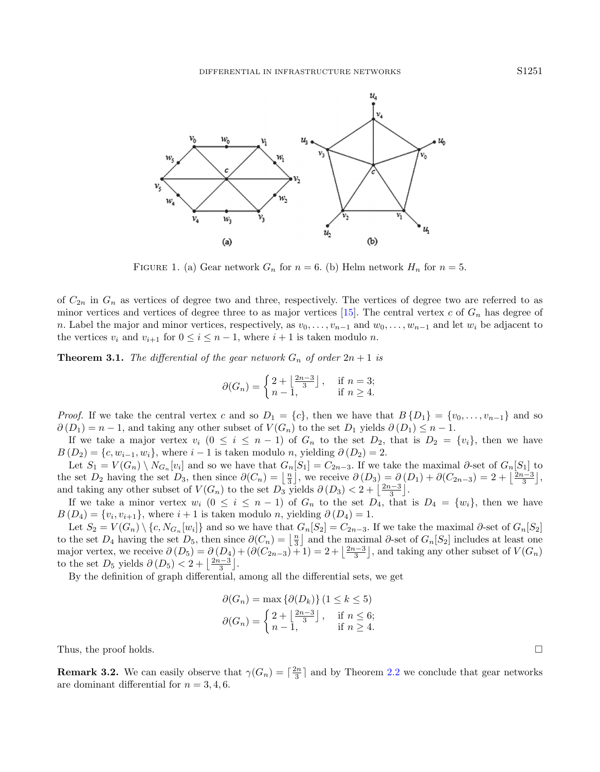FIGURE 1. (a) Gear network $G_n$ for $n = 6$. (b) Helm network $H_n$ for $n = 5$.

of $C_{2n}$ in $G_n$ as vertices of degree two and three, respectively. The vertices of degree two are referred to as minor vertices and vertices of degree three to as major vertices [15]. The central vertex $c$ of $G_n$ has degree of $n$. Label the major and minor vertices, respectively, as $v_0, \ldots, v_{n-1}$ and $w_0, \ldots, w_{n-1}$ and let $w_i$ be adjacent to the vertices $v_i$ and $v_{i+1}$ for $0 \le i \le n-1$, where $i+1$ is taken modulo $n$.

**Theorem 3.1.** *The differential of the gear network $G_n$ of order $2n+1$ is*

$$\partial(G_n) = \begin{cases} 2 + \left\lfloor \frac{2n-3}{3} \right\rfloor, & \text{if } n = 3; \\ n-1, & \text{if } n \ge 4. \end{cases}$$

*Proof.* If we take the central vertex $c$ and so $D_1 = \{c\}$, then we have that $B\{D_1\} = \{v_0, \ldots, v_{n-1}\}$ and so $\partial(D_1) = n-1$, and taking any other subset of $V(G_n)$ to the set $D_1$ yields $\partial(D_1) \le n-1$.

If we take a major vertex $v_i$ $(0 \le i \le n-1)$ of $G_n$ to the set $D_2$, that is $D_2 = \{v_i\}$, then we have $B(D_2) = \{c, w_{i-1}, w_i\}$, where $i-1$ is taken modulo $n$, yielding $\partial(D_2) = 2$.

Let $S_1 = V(G_n) \setminus N_{G_n}[v_i]$ and so we have that $G_n[S_1] = C_{2n-3}$. If we take the maximal $\partial$-set of $G_n[S_1]$ to the set $D_2$ having the set $D_3$, then since $\partial(C_n) = \left\lfloor \frac{n}{3} \right\rfloor$, we receive $\partial(D_3) = \partial(D_1) + \partial(C_{2n-3}) = 2 + \left\lfloor \frac{2n-3}{3} \right\rfloor$, and taking any other subset of $V(G_n)$ to the set $D_3$ yields $\partial(D_3) < 2 + \left\lfloor \frac{2n-3}{3} \right\rfloor$.

If we take a minor vertex $w_i$ $(0 \le i \le n-1)$ of $G_n$ to the set $D_4$, that is $D_4 = \{w_i\}$, then we have $B(D_4) = \{v_i, v_{i+1}\}$, where $i+1$ is taken modulo $n$, yielding $\partial(D_4) = 1$.

Let $S_2 = V(G_n) \setminus \{c, N_{G_n}[w_i]\}$ and so we have that $G_n[S_2] = C_{2n-3}$. If we take the maximal $\partial$-set of $G_n[S_2]$ to the set $D_4$ having the set $D_5$, then since $\partial(C_n) = \left\lfloor \frac{n}{3} \right\rfloor$ and the maximal $\partial$-set of $G_n[S_2]$ includes at least one major vertex, we receive $\partial(D_5) = \partial(D_4) + (\partial(C_{2n-3}) + 1) = 2 + \left\lfloor \frac{2n-3}{3} \right\rfloor$, and taking any other subset of $V(G_n)$ to the set $D_5$ yields $\partial(D_5) < 2 + \left\lfloor \frac{2n-3}{3} \right\rfloor$.

By the definition of graph differential, among all the differential sets, we get

$$\partial(G_n) = \max\{\partial(D_k)\}\,(1 \le k \le 5)$$

$$\partial(G_n) = \begin{cases} 2 + \left\lfloor \frac{2n-3}{3} \right\rfloor, & \text{if } n \le 6; \\ n-1, & \text{if } n \ge 4. \end{cases}$$

Thus, the proof holds. $\square$

**Remark 3.2.** We can easily observe that $\gamma(G_n) = \left\lceil \frac{2n}{3} \right\rceil$ and by Theorem 2.2 we conclude that gear networks are dominant differential for $n = 3, 4, 6$.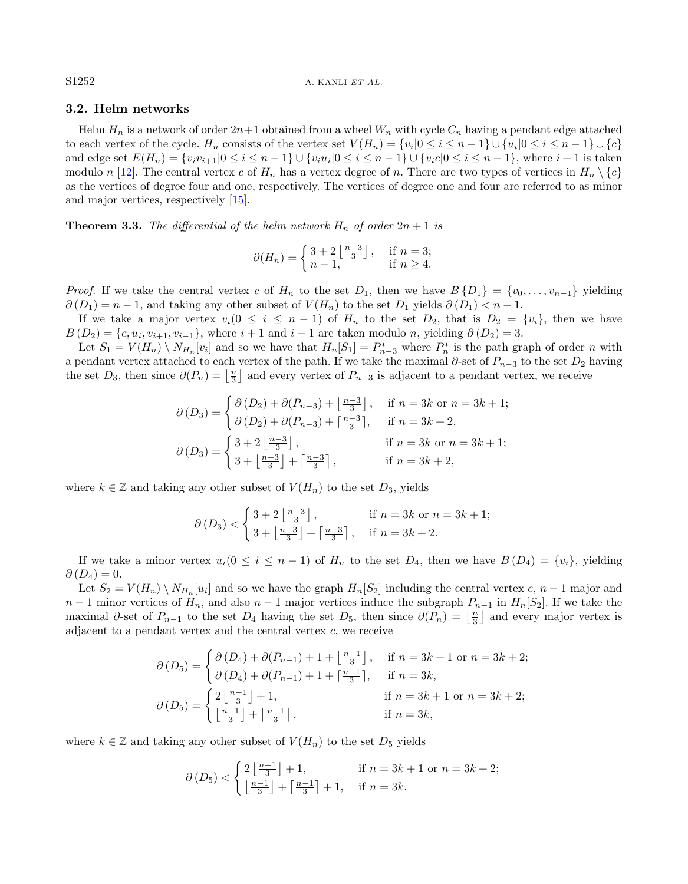### 3.2. Helm networks

Helm $H_n$ is a network of order $2n+1$ obtained from a wheel $W_n$ with cycle $C_n$ having a pendant edge attached to each vertex of the cycle. $H_n$ consists of the vertex set $V(H_n) = \{v_i | 0 \le i \le n-1\} \cup \{u_i | 0 \le i \le n-1\} \cup \{c\}$ and edge set $E(H_n) = \{v_i v_{i+1} | 0 \le i \le n-1\} \cup \{v_i u_i | 0 \le i \le n-1\} \cup \{v_i c | 0 \le i \le n-1\}$, where $i+1$ is taken modulo $n$ [12]. The central vertex $c$ of $H_n$ has a vertex degree of $n$. There are two types of vertices in $H_n \setminus \{c\}$ as the vertices of degree four and one, respectively. The vertices of degree one and four are referred to as minor and major vertices, respectively [15].

**Theorem 3.3.** *The differential of the helm network $H_n$ of order $2n+1$ is*

$$\partial(H_n) = \begin{cases} 3 + 2\left\lfloor \frac{n-3}{3} \right\rfloor, & \text{if } n = 3; \\ n-1, & \text{if } n \ge 4. \end{cases}$$

*Proof.* If we take the central vertex $c$ of $H_n$ to the set $D_1$, then we have $B\{D_1\} = \{v_0, \ldots, v_{n-1}\}$ yielding $\partial(D_1) = n-1$, and taking any other subset of $V(H_n)$ to the set $D_1$ yields $\partial(D_1) < n-1$.

If we take a major vertex $v_i (0 \le i \le n-1)$ of $H_n$ to the set $D_2$, that is $D_2 = \{v_i\}$, then we have $B(D_2) = \{c, u_i, v_{i+1}, v_{i-1}\}$, where $i+1$ and $i-1$ are taken modulo $n$, yielding $\partial(D_2) = 3$.

Let $S_1 = V(H_n) \setminus N_{H_n}[v_i]$ and so we have that $H_n[S_1] = P^*_{n-3}$ where $P^*_n$ is the path graph of order $n$ with a pendant vertex attached to each vertex of the path. If we take the maximal $\partial$-set of $P_{n-3}$ to the set $D_2$ having the set $D_3$, then since $\partial(P_n) = \left\lfloor \frac{n}{3} \right\rfloor$ and every vertex of $P_{n-3}$ is adjacent to a pendant vertex, we receive

$$\partial(D_3) = \begin{cases} \partial(D_2) + \partial(P_{n-3}) + \left\lfloor \frac{n-3}{3} \right\rfloor, & \text{if } n = 3k \text{ or } n = 3k+1; \\ \partial(D_2) + \partial(P_{n-3}) + \left\lceil \frac{n-3}{3} \right\rceil, & \text{if } n = 3k+2, \end{cases}$$

$$\partial(D_3) = \begin{cases} 3 + 2\left\lfloor \frac{n-3}{3} \right\rfloor, & \text{if } n = 3k \text{ or } n = 3k+1; \\ 3 + \left\lfloor \frac{n-3}{3} \right\rfloor + \left\lceil \frac{n-3}{3} \right\rceil, & \text{if } n = 3k+2, \end{cases}$$

where $k \in \mathbb{Z}$ and taking any other subset of $V(H_n)$ to the set $D_3$, yields

$$\partial(D_3) < \begin{cases} 3 + 2\left\lfloor \frac{n-3}{3} \right\rfloor, & \text{if } n = 3k \text{ or } n = 3k+1; \\ 3 + \left\lfloor \frac{n-3}{3} \right\rfloor + \left\lceil \frac{n-3}{3} \right\rceil, & \text{if } n = 3k+2. \end{cases}$$

If we take a minor vertex $u_i (0 \le i \le n-1)$ of $H_n$ to the set $D_4$, then we have $B(D_4) = \{v_i\}$, yielding $\partial(D_4) = 0$.

Let $S_2 = V(H_n) \setminus N_{H_n}[u_i]$ and so we have the graph $H_n[S_2]$ including the central vertex $c$, $n-1$ major and $n-1$ minor vertices of $H_n$, and also $n-1$ major vertices induce the subgraph $P_{n-1}$ in $H_n[S_2]$. If we take the maximal $\partial$-set of $P_{n-1}$ to the set $D_4$ having the set $D_5$, then since $\partial(P_n) = \left\lfloor \frac{n}{3} \right\rfloor$ and every major vertex is adjacent to a pendant vertex and the central vertex $c$, we receive

$$\partial(D_5) = \begin{cases} \partial(D_4) + \partial(P_{n-1}) + 1 + \left\lfloor \frac{n-1}{3} \right\rfloor, & \text{if } n = 3k+1 \text{ or } n = 3k+2; \\ \partial(D_4) + \partial(P_{n-1}) + 1 + \left\lceil \frac{n-1}{3} \right\rceil, & \text{if } n = 3k, \end{cases}$$

$$\partial(D_5) = \begin{cases} 2\left\lfloor \frac{n-1}{3} \right\rfloor + 1, & \text{if } n = 3k+1 \text{ or } n = 3k+2; \\ \left\lfloor \frac{n-1}{3} \right\rfloor + \left\lceil \frac{n-1}{3} \right\rceil, & \text{if } n = 3k, \end{cases}$$

where $k \in \mathbb{Z}$ and taking any other subset of $V(H_n)$ to the set $D_5$ yields

$$\partial(D_5) < \begin{cases} 2\left\lfloor \frac{n-1}{3} \right\rfloor + 1, & \text{if } n = 3k+1 \text{ or } n = 3k+2; \\ \left\lfloor \frac{n-1}{3} \right\rfloor + \left\lceil \frac{n-1}{3} \right\rceil + 1, & \text{if } n = 3k. \end{cases}$$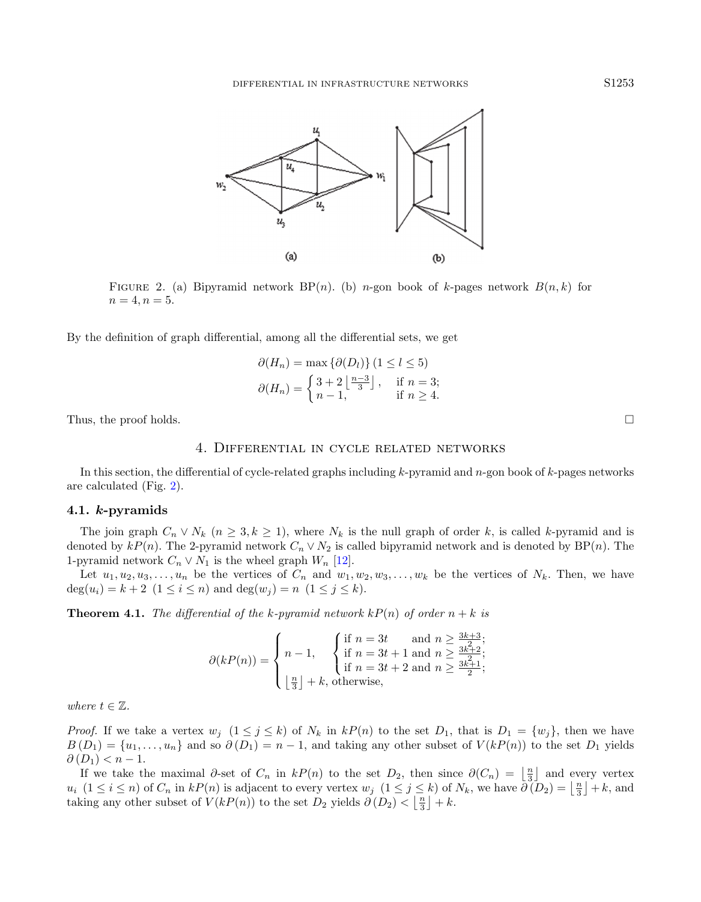FIGURE 2. (a) Bipyramid network BP($n$). (b) $n$-gon book of $k$-pages network $B(n, k)$ for $n = 4, n = 5$.

By the definition of graph differential, among all the differential sets, we get

$$\partial(H_n) = \max\{\partial(D_l)\}\ (1 \leq l \leq 5)$$

$$\partial(H_n) = \begin{cases} 3 + 2\left\lfloor \frac{n-3}{3} \right\rfloor, & \text{if } n = 3; \\ n - 1, & \text{if } n \geq 4. \end{cases}$$

Thus, the proof holds. □

## 4. Differential in cycle related networks

In this section, the differential of cycle-related graphs including $k$-pyramid and $n$-gon book of $k$-pages networks are calculated (Fig. 2).

### 4.1. $k$-pyramids

The join graph $C_n \vee N_k$ ($n \geq 3, k \geq 1$), where $N_k$ is the null graph of order $k$, is called $k$-pyramid and is denoted by $kP(n)$. The 2-pyramid network $C_n \vee N_2$ is called bipyramid network and is denoted by BP($n$). The 1-pyramid network $C_n \vee N_1$ is the wheel graph $W_n$ [12].

Let $u_1, u_2, u_3, \ldots, u_n$ be the vertices of $C_n$ and $w_1, w_2, w_3, \ldots, w_k$ be the vertices of $N_k$. Then, we have $\deg(u_i) = k + 2\ (1 \leq i \leq n)$ and $\deg(w_j) = n\ (1 \leq j \leq k)$.

**Theorem 4.1.** *The differential of the $k$-pyramid network $kP(n)$ of order $n + k$ is*

$$\partial(kP(n)) = \begin{cases} n - 1, & \begin{cases} \text{if } n = 3t & \text{and } n \geq \frac{3k+3}{2}; \\ \text{if } n = 3t+1 \text{ and } n \geq \frac{3k+2}{2}; \\ \text{if } n = 3t+2 \text{ and } n \geq \frac{3k+1}{2}; \end{cases} \\ \left\lfloor \frac{n}{3} \right\rfloor + k, \text{ otherwise,} \end{cases}$$

*where $t \in \mathbb{Z}$.*

*Proof.* If we take a vertex $w_j$ ($1 \leq j \leq k$) of $N_k$ in $kP(n)$ to the set $D_1$, that is $D_1 = \{w_j\}$, then we have $B(D_1) = \{u_1, \ldots, u_n\}$ and so $\partial(D_1) = n - 1$, and taking any other subset of $V(kP(n))$ to the set $D_1$ yields $\partial(D_1) < n - 1$.

If we take the maximal $\partial$-set of $C_n$ in $kP(n)$ to the set $D_2$, then since $\partial(C_n) = \left\lfloor \frac{n}{3} \right\rfloor$ and every vertex $u_i$ ($1 \leq i \leq n$) of $C_n$ in $kP(n)$ is adjacent to every vertex $w_j$ ($1 \leq j \leq k$) of $N_k$, we have $\partial(D_2) = \left\lfloor \frac{n}{3} \right\rfloor + k$, and taking any other subset of $V(kP(n))$ to the set $D_2$ yields $\partial(D_2) < \left\lfloor \frac{n}{3} \right\rfloor + k$.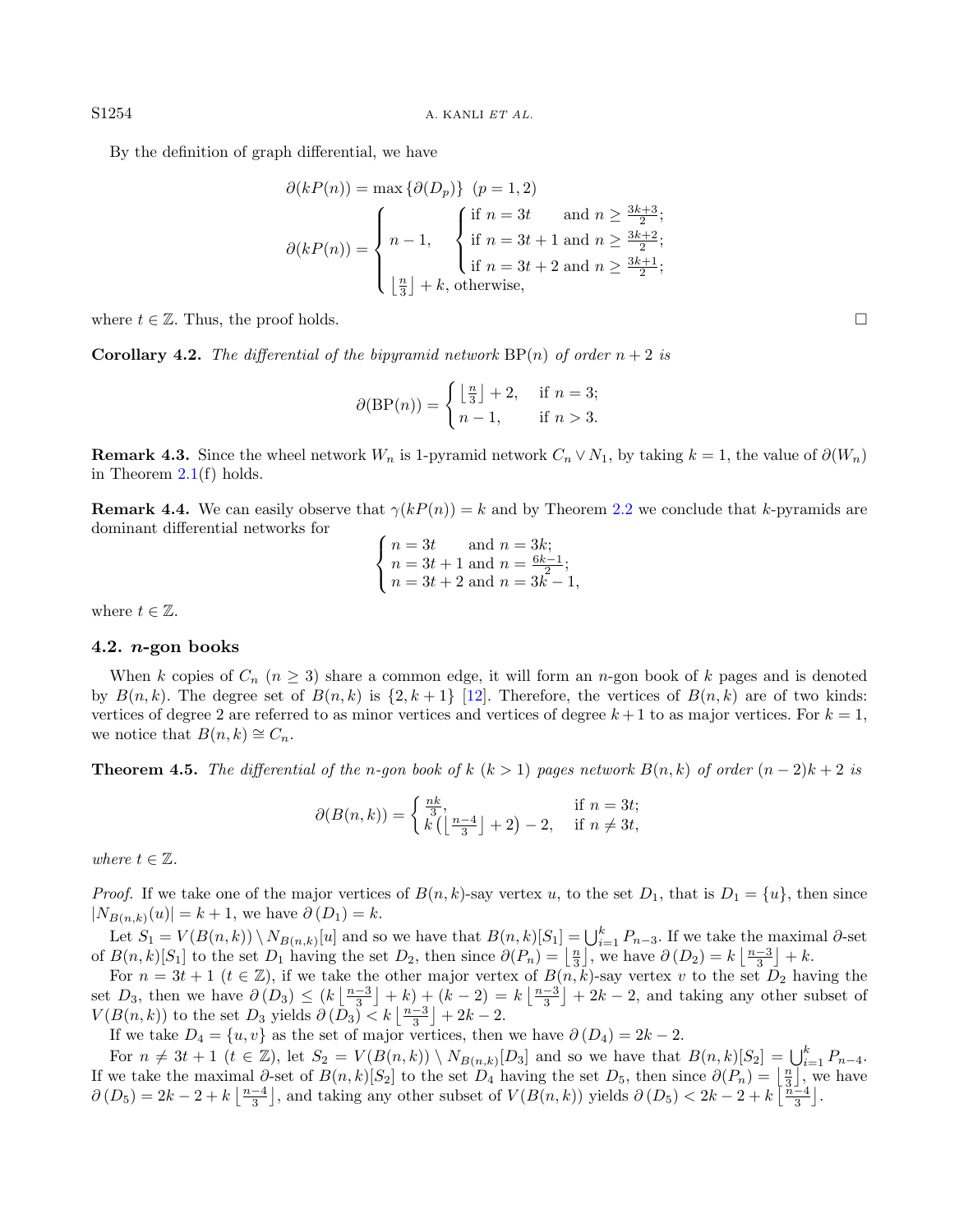By the definition of graph differential, we have

$$\partial(kP(n)) = \max\{\partial(D_p)\} \;\; (p=1,2)$$

$$\partial(kP(n)) = \begin{cases} n-1, & \begin{cases} \text{if } n=3t & \text{and } n \geq \frac{3k+3}{2}; \\ \text{if } n=3t+1 \text{ and } n \geq \frac{3k+2}{2}; \\ \text{if } n=3t+2 \text{ and } n \geq \frac{3k+1}{2}; \end{cases} \\ \left\lfloor \frac{n}{3} \right\rfloor + k, \text{ otherwise,} \end{cases}$$

where $t \in \mathbb{Z}$. Thus, the proof holds. $\square$

**Corollary 4.2.** *The differential of the bipyramid network* $\mathrm{BP}(n)$ *of order* $n+2$ *is*

$$\partial(\mathrm{BP}(n)) = \begin{cases} \left\lfloor \frac{n}{3} \right\rfloor + 2, & \text{if } n=3; \\ n-1, & \text{if } n>3. \end{cases}$$

**Remark 4.3.** Since the wheel network $W_n$ is 1-pyramid network $C_n \vee N_1$, by taking $k=1$, the value of $\partial(W_n)$ in Theorem 2.1(f) holds.

**Remark 4.4.** We can easily observe that $\gamma(kP(n)) = k$ and by Theorem 2.2 we conclude that $k$-pyramids are dominant differential networks for

$$\begin{cases} n=3t & \text{and } n=3k; \\ n=3t+1 \text{ and } n=\frac{6k-1}{2}; \\ n=3t+2 \text{ and } n=3k-1, \end{cases}$$

where $t \in \mathbb{Z}$.

### 4.2. $n$-gon books

When $k$ copies of $C_n$ $(n \geq 3)$ share a common edge, it will form an $n$-gon book of $k$ pages and is denoted by $B(n,k)$. The degree set of $B(n,k)$ is $\{2, k+1\}$ [12]. Therefore, the vertices of $B(n,k)$ are of two kinds: vertices of degree 2 are referred to as minor vertices and vertices of degree $k+1$ to as major vertices. For $k=1$, we notice that $B(n,k) \cong C_n$.

**Theorem 4.5.** *The differential of the n-gon book of* $k$ $(k>1)$ *pages network* $B(n,k)$ *of order* $(n-2)k+2$ *is*

$$\partial(B(n,k)) = \begin{cases} \frac{nk}{3}, & \text{if } n=3t; \\ k\left(\left\lfloor \frac{n-4}{3} \right\rfloor + 2\right) - 2, & \text{if } n \neq 3t, \end{cases}$$

*where* $t \in \mathbb{Z}$.

*Proof.* If we take one of the major vertices of $B(n,k)$-say vertex $u$, to the set $D_1$, that is $D_1 = \{u\}$, then since $|N_{B(n,k)}(u)| = k+1$, we have $\partial(D_1) = k$.

Let $S_1 = V(B(n,k)) \setminus N_{B(n,k)}[u]$ and so we have that $B(n,k)[S_1] = \bigcup_{i=1}^{k} P_{n-3}$. If we take the maximal $\partial$-set of $B(n,k)[S_1]$ to the set $D_1$ having the set $D_2$, then since $\partial(P_n) = \left\lfloor \frac{n}{3} \right\rfloor$, we have $\partial(D_2) = k\left\lfloor \frac{n-3}{3} \right\rfloor + k$.

For $n = 3t+1$ $(t \in \mathbb{Z})$, if we take the other major vertex of $B(n,k)$-say vertex $v$ to the set $D_2$ having the set $D_3$, then we have $\partial(D_3) \leq (k\left\lfloor \frac{n-3}{3} \right\rfloor + k) + (k-2) = k\left\lfloor \frac{n-3}{3} \right\rfloor + 2k - 2$, and taking any other subset of $V(B(n,k))$ to the set $D_3$ yields $\partial(D_3) < k\left\lfloor \frac{n-3}{3} \right\rfloor + 2k - 2$.

If we take $D_4 = \{u, v\}$ as the set of major vertices, then we have $\partial(D_4) = 2k-2$.

For $n \neq 3t+1$ $(t \in \mathbb{Z})$, let $S_2 = V(B(n,k)) \setminus N_{B(n,k)}[D_3]$ and so we have that $B(n,k)[S_2] = \bigcup_{i=1}^{k} P_{n-4}$. If we take the maximal $\partial$-set of $B(n,k)[S_2]$ to the set $D_4$ having the set $D_5$, then since $\partial(P_n) = \left\lfloor \frac{n}{3} \right\rfloor$, we have $\partial(D_5) = 2k - 2 + k\left\lfloor \frac{n-4}{3} \right\rfloor$, and taking any other subset of $V(B(n,k))$ yields $\partial(D_5) < 2k - 2 + k\left\lfloor \frac{n-4}{3} \right\rfloor$.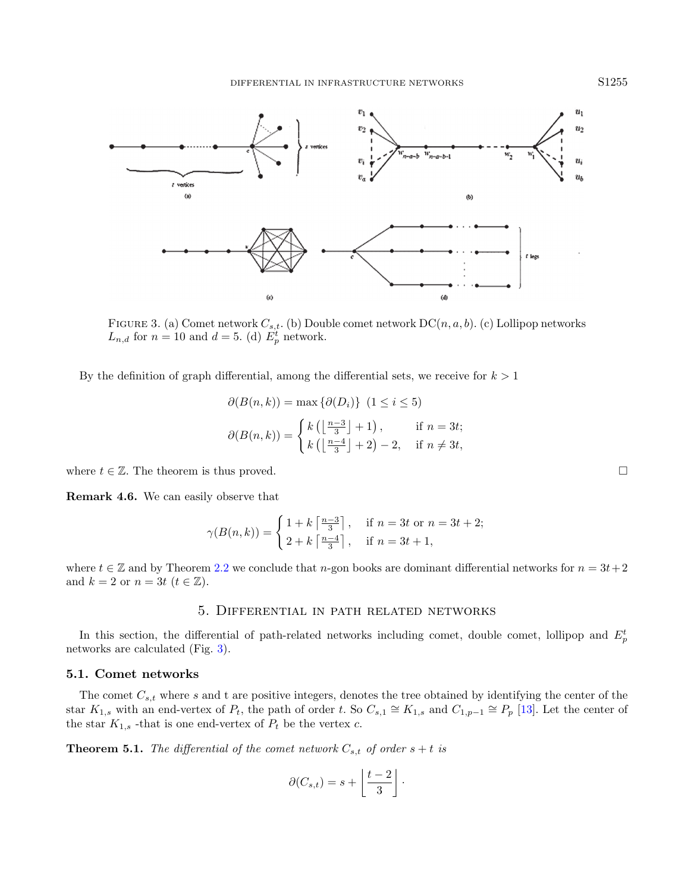FIGURE 3. (a) Comet network $C_{s,t}$. (b) Double comet network $\mathrm{DC}(n,a,b)$. (c) Lollipop networks $L_{n,d}$ for $n=10$ and $d=5$. (d) $E_p^t$ network.

By the definition of graph differential, among the differential sets, we receive for $k>1$

$$\partial(B(n,k)) = \max\{\partial(D_i)\} \;\; (1 \le i \le 5)$$

$$\partial(B(n,k)) = \begin{cases} k\left(\left\lfloor \frac{n-3}{3} \right\rfloor + 1\right), & \text{if } n = 3t; \\ k\left(\left\lfloor \frac{n-4}{3} \right\rfloor + 2\right) - 2, & \text{if } n \neq 3t, \end{cases}$$

where $t \in \mathbb{Z}$. The theorem is thus proved. □

**Remark 4.6.** We can easily observe that

$$\gamma(B(n,k)) = \begin{cases} 1 + k\left\lceil \frac{n-3}{3} \right\rceil, & \text{if } n = 3t \text{ or } n = 3t+2; \\ 2 + k\left\lceil \frac{n-4}{3} \right\rceil, & \text{if } n = 3t+1, \end{cases}$$

where $t \in \mathbb{Z}$ and by Theorem 2.2 we conclude that $n$-gon books are dominant differential networks for $n = 3t+2$ and $k=2$ or $n=3t$ ($t \in \mathbb{Z}$).

## 5. Differential in path related networks

In this section, the differential of path-related networks including comet, double comet, lollipop and $E_p^t$ networks are calculated (Fig. 3).

### 5.1. Comet networks

The comet $C_{s,t}$ where $s$ and t are positive integers, denotes the tree obtained by identifying the center of the star $K_{1,s}$ with an end-vertex of $P_t$, the path of order $t$. So $C_{s,1} \cong K_{1,s}$ and $C_{1,p-1} \cong P_p$ [13]. Let the center of the star $K_{1,s}$ -that is one end-vertex of $P_t$ be the vertex $c$.

**Theorem 5.1.** *The differential of the comet network $C_{s,t}$ of order $s+t$ is*

$$\partial(C_{s,t}) = s + \left\lfloor \frac{t-2}{3} \right\rfloor.$$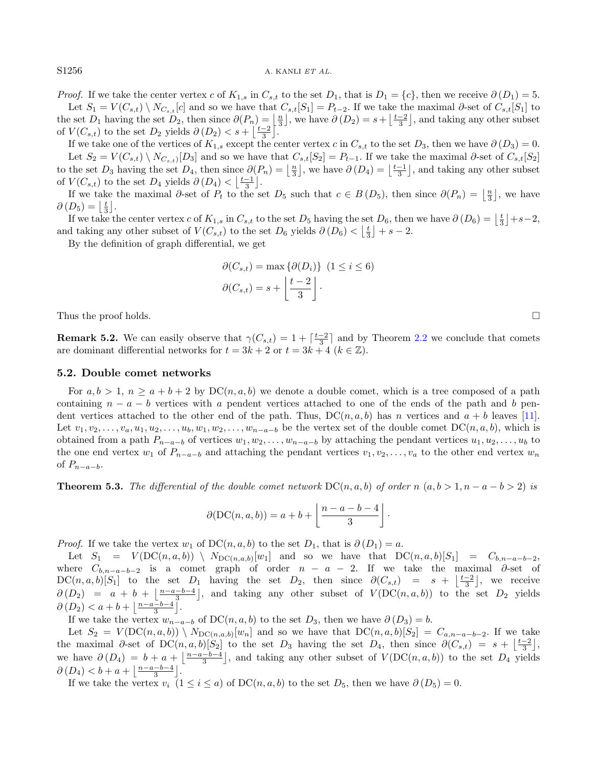*Proof.* If we take the center vertex $c$ of $K_{1,s}$ in $C_{s,t}$ to the set $D_1$, that is $D_1 = \{c\}$, then we receive $\partial(D_1) = 5$.

Let $S_1 = V(C_{s,t}) \setminus N_{C_{s,t}}[c]$ and so we have that $C_{s,t}[S_1] = P_{t-2}$. If we take the maximal $\partial$-set of $C_{s,t}[S_1]$ to the set $D_1$ having the set $D_2$, then since $\partial(P_n) = \lfloor \frac{n}{3} \rfloor$, we have $\partial(D_2) = s + \lfloor \frac{t-2}{3} \rfloor$, and taking any other subset of $V(C_{s,t})$ to the set $D_2$ yields $\partial(D_2) < s + \lfloor \frac{t-2}{3} \rfloor$.

If we take one of the vertices of $K_{1,s}$ except the center vertex $c$ in $C_{s,t}$ to the set $D_3$, then we have $\partial(D_3) = 0$.

Let $S_2 = V(C_{s,t}) \setminus N_{C_{s,t})}[D_3]$ and so we have that $C_{s,t}[S_2] = P_{t-1}$. If we take the maximal $\partial$-set of $C_{s,t}[S_2]$ to the set $D_3$ having the set $D_4$, then since $\partial(P_n) = \lfloor \frac{n}{3} \rfloor$, we have $\partial(D_4) = \lfloor \frac{t-1}{3} \rfloor$, and taking any other subset of $V(C_{s,t})$ to the set $D_4$ yields $\partial(D_4) < \lfloor \frac{t-1}{3} \rfloor$.

If we take the maximal $\partial$-set of $P_t$ to the set $D_5$ such that $c \in B(D_5)$, then since $\partial(P_n) = \lfloor \frac{n}{3} \rfloor$, we have $\partial(D_5) = \lfloor \frac{t}{3} \rfloor$.

If we take the center vertex $c$ of $K_{1,s}$ in $C_{s,t}$ to the set $D_5$ having the set $D_6$, then we have $\partial(D_6) = \lfloor \frac{t}{3} \rfloor + s - 2$, and taking any other subset of $V(C_{s,t})$ to the set $D_6$ yields $\partial(D_6) < \lfloor \frac{t}{3} \rfloor + s - 2$.

By the definition of graph differential, we get

$$\partial(C_{s,t}) = \max\{\partial(D_i)\} \ \ (1 \le i \le 6)$$
$$\partial(C_{s,t}) = s + \left\lfloor \frac{t-2}{3} \right\rfloor.$$

Thus the proof holds. □

**Remark 5.2.** We can easily observe that $\gamma(C_{s,t}) = 1 + \lceil \frac{t-2}{3} \rceil$ and by Theorem 2.2 we conclude that comets are dominant differential networks for $t = 3k + 2$ or $t = 3k + 4$ $(k \in \mathbb{Z})$.

### 5.2. Double comet networks

For $a, b > 1$, $n \ge a + b + 2$ by $\mathrm{DC}(n, a, b)$ we denote a double comet, which is a tree composed of a path containing $n - a - b$ vertices with $a$ pendent vertices attached to one of the ends of the path and $b$ pendent vertices attached to the other end of the path. Thus, $\mathrm{DC}(n, a, b)$ has $n$ vertices and $a + b$ leaves [11]. Let $v_1, v_2, \ldots, v_a, u_1, u_2, \ldots, u_b, w_1, w_2, \ldots, w_{n-a-b}$ be the vertex set of the double comet $\mathrm{DC}(n, a, b)$, which is obtained from a path $P_{n-a-b}$ of vertices $w_1, w_2, \ldots, w_{n-a-b}$ by attaching the pendant vertices $u_1, u_2, \ldots, u_b$ to the one end vertex $w_1$ of $P_{n-a-b}$ and attaching the pendant vertices $v_1, v_2, \ldots, v_a$ to the other end vertex $w_n$ of $P_{n-a-b}$.

**Theorem 5.3.** *The differential of the double comet network* $\mathrm{DC}(n, a, b)$ *of order* $n$ $(a, b > 1, n - a - b > 2)$ *is*

$$\partial(\mathrm{DC}(n, a, b)) = a + b + \left\lfloor \frac{n - a - b - 4}{3} \right\rfloor.$$

*Proof.* If we take the vertex $w_1$ of $\mathrm{DC}(n, a, b)$ to the set $D_1$, that is $\partial(D_1) = a$.

Let $S_1 = V(\mathrm{DC}(n, a, b)) \setminus N_{\mathrm{DC}(n,a,b)}[w_1]$ and so we have that $\mathrm{DC}(n, a, b)[S_1] = C_{b,n-a-b-2}$, where $C_{b,n-a-b-2}$ is a comet graph of order $n - a - 2$. If we take the maximal $\partial$-set of $\mathrm{DC}(n, a, b)[S_1]$ to the set $D_1$ having the set $D_2$, then since $\partial(C_{s,t}) = s + \lfloor \frac{t-2}{3} \rfloor$, we receive $\partial(D_2) = a + b + \lfloor \frac{n-a-b-4}{3} \rfloor$, and taking any other subset of $V(\mathrm{DC}(n, a, b))$ to the set $D_2$ yields $\partial(D_2) < a + b + \lfloor \frac{n-a-b-4}{3} \rfloor$.

If we take the vertex $w_{n-a-b}$ of $\mathrm{DC}(n, a, b)$ to the set $D_3$, then we have $\partial(D_3) = b$.

Let $S_2 = V(\mathrm{DC}(n, a, b)) \setminus N_{\mathrm{DC}(n,a,b)}[w_n]$ and so we have that $\mathrm{DC}(n, a, b)[S_2] = C_{a,n-a-b-2}$. If we take the maximal $\partial$-set of $\mathrm{DC}(n, a, b)[S_2]$ to the set $D_3$ having the set $D_4$, then since $\partial(C_{s,t}) = s + \lfloor \frac{t-2}{3} \rfloor$, we have $\partial(D_4) = b + a + \lfloor \frac{n-a-b-4}{3} \rfloor$, and taking any other subset of $V(\mathrm{DC}(n, a, b))$ to the set $D_4$ yields $\partial(D_4) < b + a + \lfloor \frac{n-a-b-4}{3} \rfloor$.

If we take the vertex $v_i$ $(1 \le i \le a)$ of $\mathrm{DC}(n, a, b)$ to the set $D_5$, then we have $\partial(D_5) = 0$.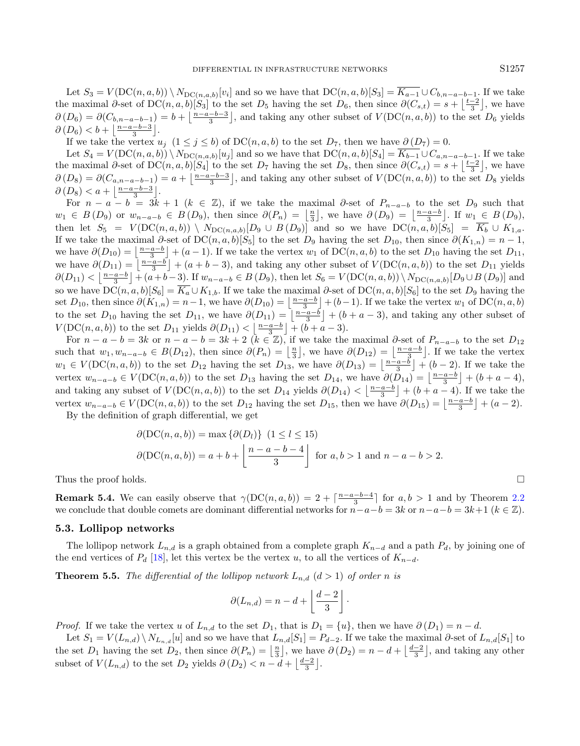Let $S_3 = V(\mathrm{DC}(n,a,b)) \setminus N_{\mathrm{DC}(n,a,b)}[v_i]$ and so we have that $\mathrm{DC}(n,a,b)[S_3] = \overline{K_{a-1}} \cup C_{b,n-a-b-1}$. If we take the maximal $\partial$-set of $\mathrm{DC}(n,a,b)[S_3]$ to the set $D_5$ having the set $D_6$, then since $\partial(C_{s,t}) = s + \left\lfloor \frac{t-2}{3} \right\rfloor$, we have $\partial(D_6) = \partial(C_{b,n-a-b-1}) = b + \left\lfloor \frac{n-a-b-3}{3} \right\rfloor$, and taking any other subset of $V(\mathrm{DC}(n,a,b))$ to the set $D_6$ yields $\partial(D_6) < b + \left\lfloor \frac{n-a-b-3}{3} \right\rfloor$.

If we take the vertex $u_j$ $(1 \le j \le b)$ of $\mathrm{DC}(n,a,b)$ to the set $D_7$, then we have $\partial(D_7) = 0$.

Let $S_4 = V(\mathrm{DC}(n,a,b)) \setminus N_{\mathrm{DC}(n,a,b)}[u_j]$ and so we have that $\mathrm{DC}(n,a,b)[S_4] = \overline{K_{b-1}} \cup C_{a,n-a-b-1}$. If we take the maximal $\partial$-set of $\mathrm{DC}(n,a,b)[S_4]$ to the set $D_7$ having the set $D_8$, then since $\partial(C_{s,t}) = s + \left\lfloor \frac{t-2}{3} \right\rfloor$, we have $\partial(D_8) = \partial(C_{a,n-a-b-1}) = a + \left\lfloor \frac{n-a-b-3}{3} \right\rfloor$, and taking any other subset of $V(\mathrm{DC}(n,a,b))$ to the set $D_8$ yields $\partial(D_8) < a + \left\lfloor \frac{n-a-b-3}{3} \right\rfloor$.

For $n-a-b = 3k+1$ $(k \in \mathbb{Z})$, if we take the maximal $\partial$-set of $P_{n-a-b}$ to the set $D_9$ such that $w_1 \in B(D_9)$ or $w_{n-a-b} \in B(D_9)$, then since $\partial(P_n) = \left\lfloor \frac{n}{3} \right\rfloor$, we have $\partial(D_9) = \left\lfloor \frac{n-a-b}{3} \right\rfloor$. If $w_1 \in B(D_9)$, then let $S_5 = V(\mathrm{DC}(n,a,b)) \setminus N_{\mathrm{DC}(n,a,b)}[D_9 \cup B(D_9)]$ and so we have $\mathrm{DC}(n,a,b)[S_5] = \overline{K_b} \cup K_{1,a}$. If we take the maximal $\partial$-set of $\mathrm{DC}(n,a,b)[S_5]$ to the set $D_9$ having the set $D_{10}$, then since $\partial(K_{1,n}) = n-1$, we have $\partial(D_{10}) = \left\lfloor \frac{n-a-b}{3} \right\rfloor + (a-1)$. If we take the vertex $w_1$ of $\mathrm{DC}(n,a,b)$ to the set $D_{10}$ having the set $D_{11}$, we have $\partial(D_{11}) = \left\lfloor \frac{n-a-b}{3} \right\rfloor + (a+b-3)$, and taking any other subset of $V(\mathrm{DC}(n,a,b))$ to the set $D_{11}$ yields $\partial(D_{11}) < \left\lfloor \frac{n-a-b}{3} \right\rfloor + (a+b-3)$. If $w_{n-a-b} \in B(D_9)$, then let $S_6 = V(\mathrm{DC}(n,a,b)) \setminus N_{\mathrm{DC}(n,a,b)}[D_9 \cup B(D_9)]$ and so we have $\mathrm{DC}(n,a,b)[S_6] = \overline{K_a} \cup K_{1,b}$. If we take the maximal $\partial$-set of $\mathrm{DC}(n,a,b)[S_6]$ to the set $D_9$ having the set $D_{10}$, then since $\partial(K_{1,n}) = n-1$, we have $\partial(D_{10}) = \left\lfloor \frac{n-a-b}{3} \right\rfloor + (b-1)$. If we take the vertex $w_1$ of $\mathrm{DC}(n,a,b)$ to the set $D_{10}$ having the set $D_{11}$, we have $\partial(D_{11}) = \left\lfloor \frac{n-a-b}{3} \right\rfloor + (b+a-3)$, and taking any other subset of $V(\mathrm{DC}(n,a,b))$ to the set $D_{11}$ yields $\partial(D_{11}) < \left\lfloor \frac{n-a-b}{3} \right\rfloor + (b+a-3)$.

For $n-a-b = 3k$ or $n-a-b = 3k+2$ $(k \in \mathbb{Z})$, if we take the maximal $\partial$-set of $P_{n-a-b}$ to the set $D_{12}$ such that $w_1, w_{n-a-b} \in B(D_{12})$, then since $\partial(P_n) = \left\lfloor \frac{n}{3} \right\rfloor$, we have $\partial(D_{12}) = \left\lfloor \frac{n-a-b}{3} \right\rfloor$. If we take the vertex $w_1 \in V(\mathrm{DC}(n,a,b))$ to the set $D_{12}$ having the set $D_{13}$, we have $\partial(D_{13}) = \left\lfloor \frac{n-a-b}{3} \right\rfloor + (b-2)$. If we take the vertex $w_{n-a-b} \in V(\mathrm{DC}(n,a,b))$ to the set $D_{13}$ having the set $D_{14}$, we have $\partial(D_{14}) = \left\lfloor \frac{n-a-b}{3} \right\rfloor + (b+a-4)$, and taking any subset of $V(\mathrm{DC}(n,a,b))$ to the set $D_{14}$ yields $\partial(D_{14}) < \left\lfloor \frac{n-a-b}{3} \right\rfloor + (b+a-4)$. If we take the vertex $w_{n-a-b} \in V(\mathrm{DC}(n,a,b))$ to the set $D_{12}$ having the set $D_{15}$, then we have $\partial(D_{15}) = \left\lfloor \frac{n-a-b}{3} \right\rfloor + (a-2)$.

By the definition of graph differential, we get

$$\partial(\mathrm{DC}(n,a,b)) = \max\{\partial(D_l)\} \ \ (1 \le l \le 15)$$

$$\partial(\mathrm{DC}(n,a,b)) = a + b + \left\lfloor \frac{n-a-b-4}{3} \right\rfloor \ \text{ for } a,b > 1 \text{ and } n-a-b > 2.$$

Thus the proof holds. ◻

**Remark 5.4.** We can easily observe that $\gamma(\mathrm{DC}(n,a,b)) = 2 + \left\lceil \frac{n-a-b-4}{3} \right\rceil$ for $a,b > 1$ and by Theorem 2.2 we conclude that double comets are dominant differential networks for $n-a-b = 3k$ or $n-a-b = 3k+1$ $(k \in \mathbb{Z})$.

### 5.3. Lollipop networks

The lollipop network $L_{n,d}$ is a graph obtained from a complete graph $K_{n-d}$ and a path $P_d$, by joining one of the end vertices of $P_d$ [18], let this vertex be the vertex $u$, to all the vertices of $K_{n-d}$.

**Theorem 5.5.** *The differential of the lollipop network $L_{n,d}$ $(d > 1)$ of order $n$ is*

$$\partial(L_{n,d}) = n - d + \left\lfloor \frac{d-2}{3} \right\rfloor.$$

*Proof.* If we take the vertex $u$ of $L_{n,d}$ to the set $D_1$, that is $D_1 = \{u\}$, then we have $\partial(D_1) = n-d$.

Let $S_1 = V(L_{n,d}) \setminus N_{L_{n,d}}[u]$ and so we have that $L_{n,d}[S_1] = P_{d-2}$. If we take the maximal $\partial$-set of $L_{n,d}[S_1]$ to the set $D_1$ having the set $D_2$, then since $\partial(P_n) = \left\lfloor \frac{n}{3} \right\rfloor$, we have $\partial(D_2) = n - d + \left\lfloor \frac{d-2}{3} \right\rfloor$, and taking any other subset of $V(L_{n,d})$ to the set $D_2$ yields $\partial(D_2) < n - d + \left\lfloor \frac{d-2}{3} \right\rfloor$.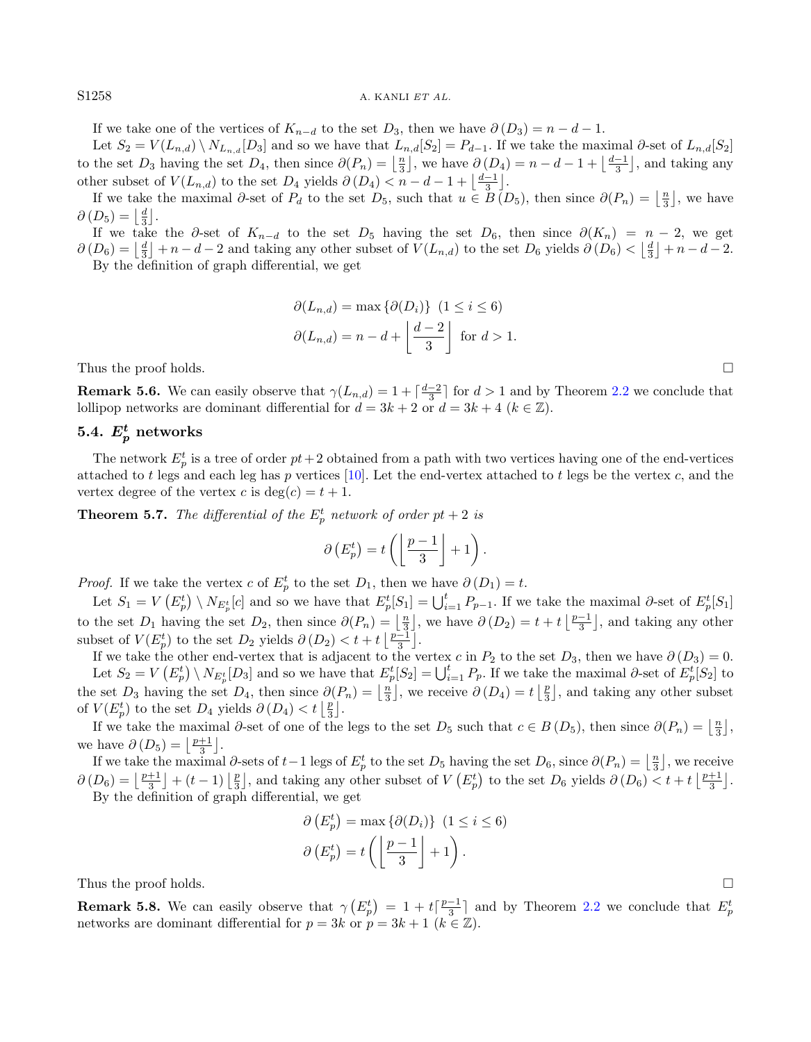If we take one of the vertices of $K_{n-d}$ to the set $D_3$, then we have $\partial(D_3) = n-d-1$.

Let $S_2 = V(L_{n,d}) \setminus N_{L_{n,d}}[D_3]$ and so we have that $L_{n,d}[S_2] = P_{d-1}$. If we take the maximal $\partial$-set of $L_{n,d}[S_2]$ to the set $D_3$ having the set $D_4$, then since $\partial(P_n) = \left\lfloor \frac{n}{3} \right\rfloor$, we have $\partial(D_4) = n-d-1+\left\lfloor \frac{d-1}{3} \right\rfloor$, and taking any other subset of $V(L_{n,d})$ to the set $D_4$ yields $\partial(D_4) < n-d-1+\left\lfloor \frac{d-1}{3} \right\rfloor$.

If we take the maximal $\partial$-set of $P_d$ to the set $D_5$, such that $u \in B(D_5)$, then since $\partial(P_n) = \left\lfloor \frac{n}{3} \right\rfloor$, we have $\partial(D_5) = \left\lfloor \frac{d}{3} \right\rfloor$.

If we take the $\partial$-set of $K_{n-d}$ to the set $D_5$ having the set $D_6$, then since $\partial(K_n) = n-2$, we get $\partial(D_6) = \left\lfloor \frac{d}{3} \right\rfloor + n - d - 2$ and taking any other subset of $V(L_{n,d})$ to the set $D_6$ yields $\partial(D_6) < \left\lfloor \frac{d}{3} \right\rfloor + n - d - 2$.

By the definition of graph differential, we get

$$\partial(L_{n,d}) = \max\{\partial(D_i)\} \ \ (1 \le i \le 6)$$

$$\partial(L_{n,d}) = n - d + \left\lfloor \frac{d-2}{3} \right\rfloor \ \text{ for } d > 1.$$

Thus the proof holds. □

**Remark 5.6.** We can easily observe that $\gamma(L_{n,d}) = 1 + \lceil \frac{d-2}{3} \rceil$ for $d > 1$ and by Theorem 2.2 we conclude that lollipop networks are dominant differential for $d = 3k+2$ or $d = 3k+4$ $(k \in \mathbb{Z})$.

### 5.4. $E_p^t$ networks

The network $E_p^t$ is a tree of order $pt+2$ obtained from a path with two vertices having one of the end-vertices attached to $t$ legs and each leg has $p$ vertices [10]. Let the end-vertex attached to $t$ legs be the vertex $c$, and the vertex degree of the vertex $c$ is $\deg(c) = t+1$.

**Theorem 5.7.** *The differential of the $E_p^t$ network of order $pt+2$ is*

$$\partial\left(E_p^t\right) = t\left(\left\lfloor \frac{p-1}{3} \right\rfloor + 1\right).$$

*Proof.* If we take the vertex $c$ of $E_p^t$ to the set $D_1$, then we have $\partial(D_1) = t$.

Let $S_1 = V\left(E_p^t\right) \setminus N_{E_p^t}[c]$ and so we have that $E_p^t[S_1] = \bigcup_{i=1}^{t} P_{p-1}$. If we take the maximal $\partial$-set of $E_p^t[S_1]$ to the set $D_1$ having the set $D_2$, then since $\partial(P_n) = \left\lfloor \frac{n}{3} \right\rfloor$, we have $\partial(D_2) = t + t\left\lfloor \frac{p-1}{3} \right\rfloor$, and taking any other subset of $V(E_p^t)$ to the set $D_2$ yields $\partial(D_2) < t + t\left\lfloor \frac{p-1}{3} \right\rfloor$.

If we take the other end-vertex that is adjacent to the vertex $c$ in $P_2$ to the set $D_3$, then we have $\partial(D_3) = 0$.

Let $S_2 = V\left(E_p^t\right) \setminus N_{E_p^t}[D_3]$ and so we have that $E_p^t[S_2] = \bigcup_{i=1}^{t} P_p$. If we take the maximal $\partial$-set of $E_p^t[S_2]$ to the set $D_3$ having the set $D_4$, then since $\partial(P_n) = \left\lfloor \frac{n}{3} \right\rfloor$, we receive $\partial(D_4) = t\left\lfloor \frac{p}{3} \right\rfloor$, and taking any other subset of $V(E_p^t)$ to the set $D_4$ yields $\partial(D_4) < t\left\lfloor \frac{p}{3} \right\rfloor$.

If we take the maximal $\partial$-set of one of the legs to the set $D_5$ such that $c \in B(D_5)$, then since $\partial(P_n) = \left\lfloor \frac{n}{3} \right\rfloor$, we have $\partial(D_5) = \left\lfloor \frac{p+1}{3} \right\rfloor$.

If we take the maximal $\partial$-sets of $t-1$ legs of $E_p^t$ to the set $D_5$ having the set $D_6$, since $\partial(P_n) = \left\lfloor \frac{n}{3} \right\rfloor$, we receive $\partial(D_6) = \left\lfloor \frac{p+1}{3} \right\rfloor + (t-1)\left\lfloor \frac{p}{3} \right\rfloor$, and taking any other subset of $V\left(E_p^t\right)$ to the set $D_6$ yields $\partial(D_6) < t + t\left\lfloor \frac{p+1}{3} \right\rfloor$.

By the definition of graph differential, we get

$$\partial\left(E_p^t\right) = \max\{\partial(D_i)\} \ \ (1 \le i \le 6)$$

$$\partial\left(E_p^t\right) = t\left(\left\lfloor \frac{p-1}{3} \right\rfloor + 1\right).$$

Thus the proof holds. □

**Remark 5.8.** We can easily observe that $\gamma\left(E_p^t\right) = 1 + t\lceil \frac{p-1}{3} \rceil$ and by Theorem 2.2 we conclude that $E_p^t$ networks are dominant differential for $p = 3k$ or $p = 3k+1$ $(k \in \mathbb{Z})$.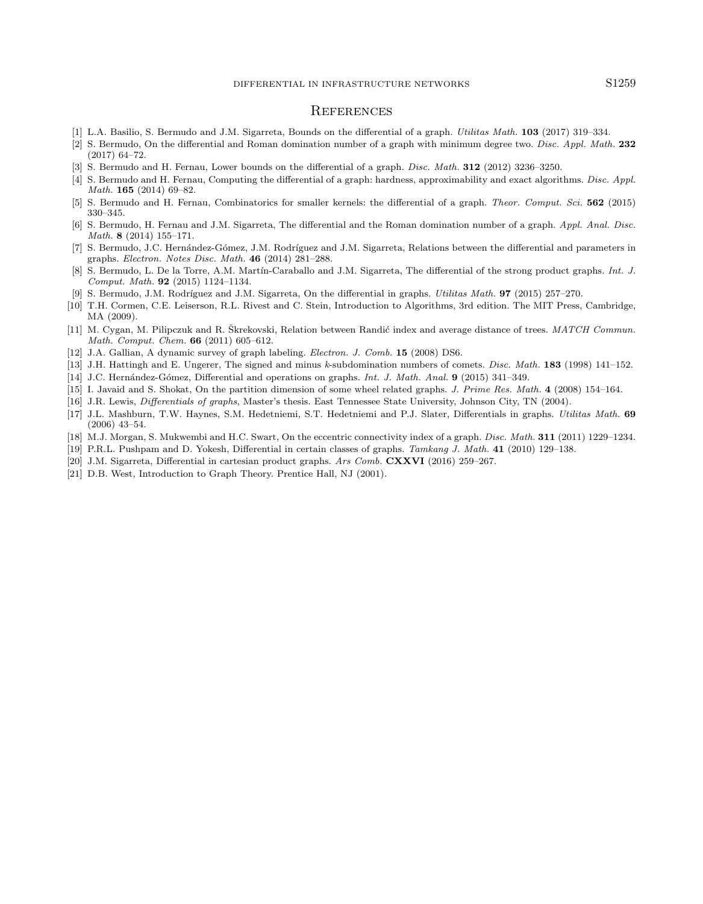## References

[1] L.A. Basilio, S. Bermudo and J.M. Sigarreta, Bounds on the differential of a graph. *Utilitas Math.* **103** (2017) 319–334.

[2] S. Bermudo, On the differential and Roman domination number of a graph with minimum degree two. *Disc. Appl. Math.* **232** (2017) 64–72.

[3] S. Bermudo and H. Fernau, Lower bounds on the differential of a graph. *Disc. Math.* **312** (2012) 3236–3250.

[4] S. Bermudo and H. Fernau, Computing the differential of a graph: hardness, approximability and exact algorithms. *Disc. Appl. Math.* **165** (2014) 69–82.

[5] S. Bermudo and H. Fernau, Combinatorics for smaller kernels: the differential of a graph. *Theor. Comput. Sci.* **562** (2015) 330–345.

[6] S. Bermudo, H. Fernau and J.M. Sigarreta, The differential and the Roman domination number of a graph. *Appl. Anal. Disc. Math.* **8** (2014) 155–171.

[7] S. Bermudo, J.C. Hernández-Gómez, J.M. Rodríguez and J.M. Sigarreta, Relations between the differential and parameters in graphs. *Electron. Notes Disc. Math.* **46** (2014) 281–288.

[8] S. Bermudo, L. De la Torre, A.M. Martín-Caraballo and J.M. Sigarreta, The differential of the strong product graphs. *Int. J. Comput. Math.* **92** (2015) 1124–1134.

[9] S. Bermudo, J.M. Rodríguez and J.M. Sigarreta, On the differential in graphs. *Utilitas Math.* **97** (2015) 257–270.

[10] T.H. Cormen, C.E. Leiserson, R.L. Rivest and C. Stein, Introduction to Algorithms, 3rd edition. The MIT Press, Cambridge, MA (2009).

[11] M. Cygan, M. Pilipczuk and R. Škrekovski, Relation between Randić index and average distance of trees. *MATCH Commun. Math. Comput. Chem.* **66** (2011) 605–612.

[12] J.A. Gallian, A dynamic survey of graph labeling. *Electron. J. Comb.* **15** (2008) DS6.

[13] J.H. Hattingh and E. Ungerer, The signed and minus $k$-subdomination numbers of comets. *Disc. Math.* **183** (1998) 141–152.

[14] J.C. Hernández-Gómez, Differential and operations on graphs. *Int. J. Math. Anal.* **9** (2015) 341–349.

[15] I. Javaid and S. Shokat, On the partition dimension of some wheel related graphs. *J. Prime Res. Math.* **4** (2008) 154–164.

[16] J.R. Lewis, *Differentials of graphs*, Master's thesis. East Tennessee State University, Johnson City, TN (2004).

[17] J.L. Mashburn, T.W. Haynes, S.M. Hedetniemi, S.T. Hedetniemi and P.J. Slater, Differentials in graphs. *Utilitas Math.* **69** (2006) 43–54.

[18] M.J. Morgan, S. Mukwembi and H.C. Swart, On the eccentric connectivity index of a graph. *Disc. Math.* **311** (2011) 1229–1234.

[19] P.R.L. Pushpam and D. Yokesh, Differential in certain classes of graphs. *Tamkang J. Math.* **41** (2010) 129–138.

[20] J.M. Sigarreta, Differential in cartesian product graphs. *Ars Comb.* **CXXVI** (2016) 259–267.

[21] D.B. West, Introduction to Graph Theory. Prentice Hall, NJ (2001).